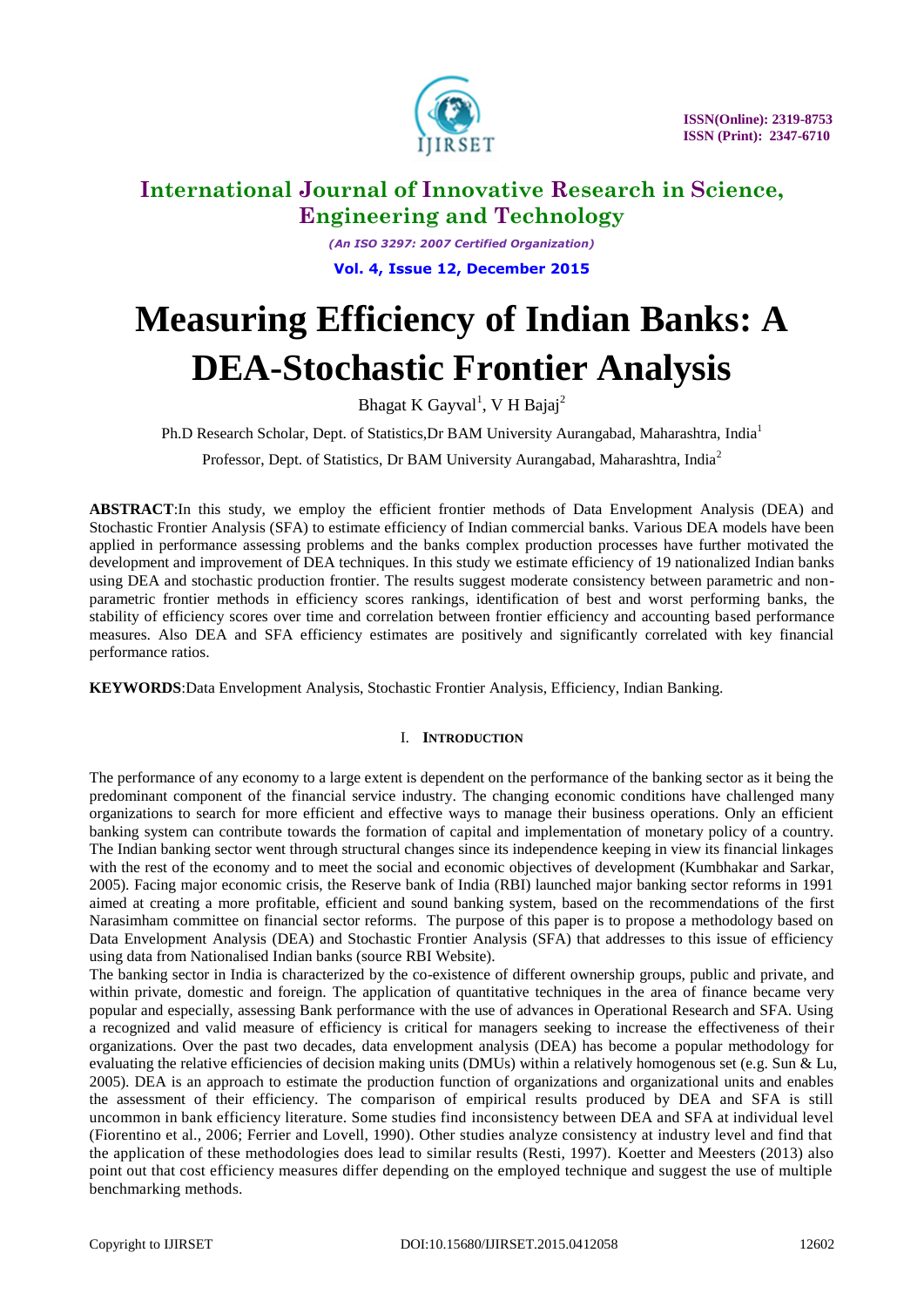# Measuring Efficiency of Indian Banks: A DEA-Stochastic Frontier Analysis

Bhagat K Gayval[1], V H Bajaj[2]

Ph.D Research Scholar, Dept. of Statistics,Dr BAM University Aurangabad, Maharashtra, India[1]

Professor, Dept. of Statistics, Dr BAM University Aurangabad, Maharashtra, India[2]

**ABSTRACT**:In this study, we employ the efficient frontier methods of Data Envelopment Analysis (DEA) and Stochastic Frontier Analysis (SFA) to estimate efficiency of Indian commercial banks. Various DEA models have been applied in performance assessing problems and the banks complex production processes have further motivated the development and improvement of DEA techniques. In this study we estimate efficiency of 19 nationalized Indian banks using DEA and stochastic production frontier. The results suggest moderate consistency between parametric and non-parametric frontier methods in efficiency scores rankings, identification of best and worst performing banks, the stability of efficiency scores over time and correlation between frontier efficiency and accounting based performance measures. Also DEA and SFA efficiency estimates are positively and significantly correlated with key financial performance ratios.

**KEYWORDS**:Data Envelopment Analysis, Stochastic Frontier Analysis, Efficiency, Indian Banking.

## I. Introduction

The performance of any economy to a large extent is dependent on the performance of the banking sector as it being the predominant component of the financial service industry. The changing economic conditions have challenged many organizations to search for more efficient and effective ways to manage their business operations. Only an efficient banking system can contribute towards the formation of capital and implementation of monetary policy of a country. The Indian banking sector went through structural changes since its independence keeping in view its financial linkages with the rest of the economy and to meet the social and economic objectives of development (Kumbhakar and Sarkar, 2005). Facing major economic crisis, the Reserve bank of India (RBI) launched major banking sector reforms in 1991 aimed at creating a more profitable, efficient and sound banking system, based on the recommendations of the first Narasimham committee on financial sector reforms. The purpose of this paper is to propose a methodology based on Data Envelopment Analysis (DEA) and Stochastic Frontier Analysis (SFA) that addresses to this issue of efficiency using data from Nationalised Indian banks (source RBI Website).

The banking sector in India is characterized by the co-existence of different ownership groups, public and private, and within private, domestic and foreign. The application of quantitative techniques in the area of finance became very popular and especially, assessing Bank performance with the use of advances in Operational Research and SFA. Using a recognized and valid measure of efficiency is critical for managers seeking to increase the effectiveness of their organizations. Over the past two decades, data envelopment analysis (DEA) has become a popular methodology for evaluating the relative efficiencies of decision making units (DMUs) within a relatively homogenous set (e.g. Sun & Lu, 2005). DEA is an approach to estimate the production function of organizations and organizational units and enables the assessment of their efficiency. The comparison of empirical results produced by DEA and SFA is still uncommon in bank efficiency literature. Some studies find inconsistency between DEA and SFA at individual level (Fiorentino et al., 2006; Ferrier and Lovell, 1990). Other studies analyze consistency at industry level and find that the application of these methodologies does lead to similar results (Resti, 1997). Koetter and Meesters (2013) also point out that cost efficiency measures differ depending on the employed technique and suggest the use of multiple benchmarking methods.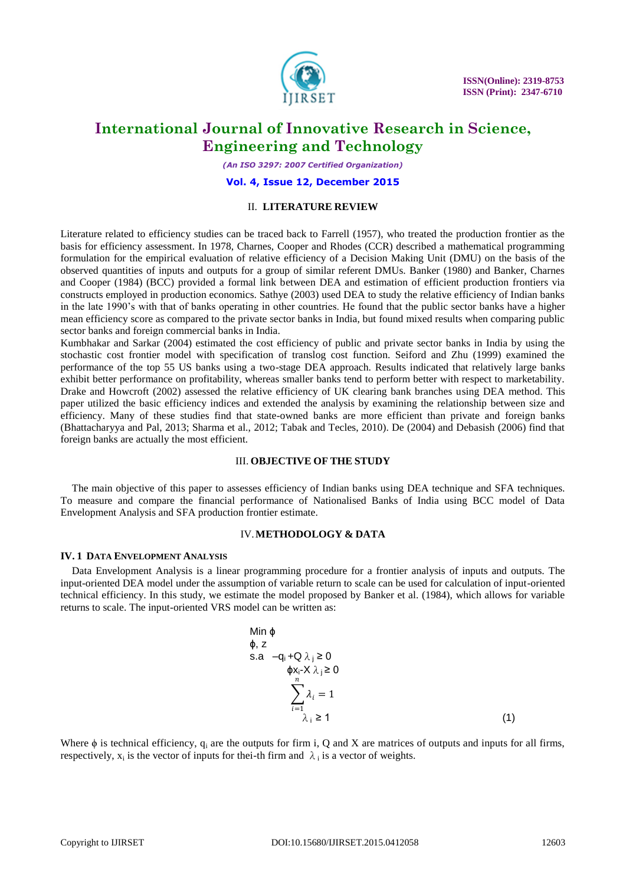## II. LITERATURE REVIEW

Literature related to efficiency studies can be traced back to Farrell (1957), who treated the production frontier as the basis for efficiency assessment. In 1978, Charnes, Cooper and Rhodes (CCR) described a mathematical programming formulation for the empirical evaluation of relative efficiency of a Decision Making Unit (DMU) on the basis of the observed quantities of inputs and outputs for a group of similar referent DMUs. Banker (1980) and Banker, Charnes and Cooper (1984) (BCC) provided a formal link between DEA and estimation of efficient production frontiers via constructs employed in production economics. Sathye (2003) used DEA to study the relative efficiency of Indian banks in the late 1990's with that of banks operating in other countries. He found that the public sector banks have a higher mean efficiency score as compared to the private sector banks in India, but found mixed results when comparing public sector banks and foreign commercial banks in India.

Kumbhakar and Sarkar (2004) estimated the cost efficiency of public and private sector banks in India by using the stochastic cost frontier model with specification of translog cost function. Seiford and Zhu (1999) examined the performance of the top 55 US banks using a two-stage DEA approach. Results indicated that relatively large banks exhibit better performance on profitability, whereas smaller banks tend to perform better with respect to marketability. Drake and Howcroft (2002) assessed the relative efficiency of UK clearing bank branches using DEA method. This paper utilized the basic efficiency indices and extended the analysis by examining the relationship between size and efficiency. Many of these studies find that state-owned banks are more efficient than private and foreign banks (Bhattacharyya and Pal, 2013; Sharma et al., 2012; Tabak and Tecles, 2010). De (2004) and Debasish (2006) find that foreign banks are actually the most efficient.

## III. OBJECTIVE OF THE STUDY

The main objective of this paper to assesses efficiency of Indian banks using DEA technique and SFA techniques. To measure and compare the financial performance of Nationalised Banks of India using BCC model of Data Envelopment Analysis and SFA production frontier estimate.

## IV. METHODOLOGY & DATA

### IV. 1 DATA ENVELOPMENT ANALYSIS

Data Envelopment Analysis is a linear programming procedure for a frontier analysis of inputs and outputs. The input-oriented DEA model under the assumption of variable return to scale can be used for calculation of input-oriented technical efficiency. In this study, we estimate the model proposed by Banker et al. (1984), which allows for variable returns to scale. The input-oriented VRS model can be written as:

$$
\begin{aligned}
&\min_{\phi,\, z} \ \phi \\
&\text{s.a} \quad -q_i + Q\lambda_j \geq 0 \\
&\qquad \phi x_i - X\lambda_j \geq 0 \\
&\qquad \sum_{i=1}^{n} \lambda_i = 1 \\
&\qquad \lambda_i \geq 1
\end{aligned} \tag{1}
$$

Where $\phi$ is technical efficiency, $q_i$ are the outputs for firm i, Q and X are matrices of outputs and inputs for all firms, respectively, $x_i$ is the vector of inputs for thei-th firm and $\lambda_i$ is a vector of weights.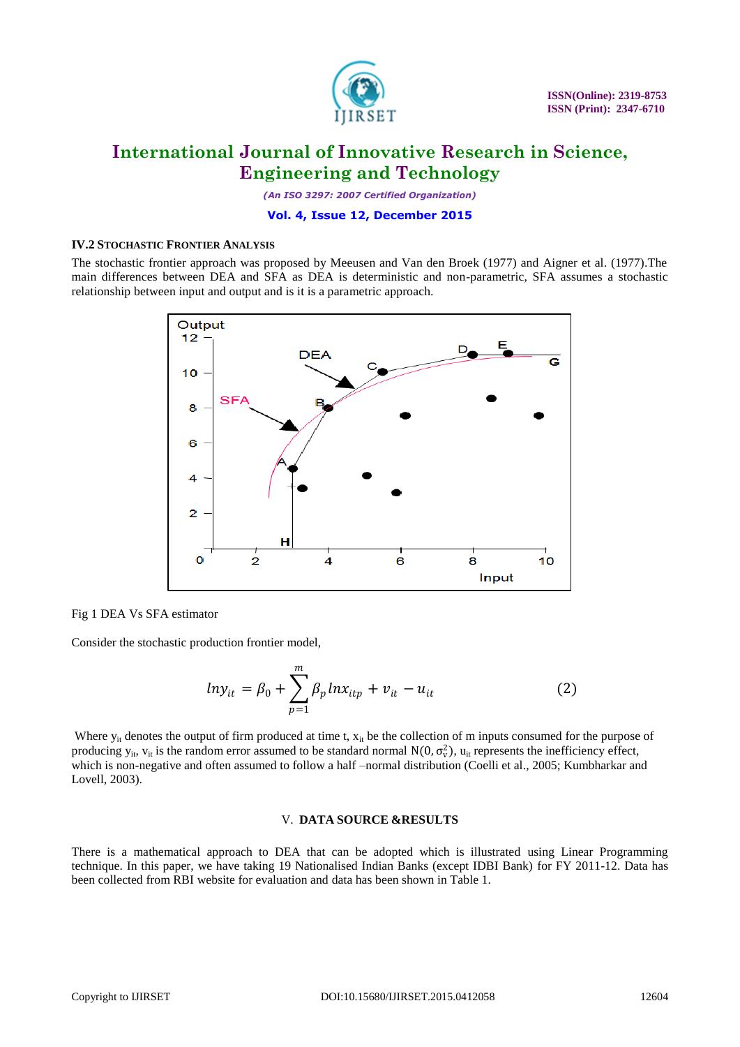### IV.2 STOCHASTIC FRONTIER ANALYSIS

The stochastic frontier approach was proposed by Meeusen and Van den Broek (1977) and Aigner et al. (1977).The main differences between DEA and SFA as DEA is deterministic and non-parametric, SFA assumes a stochastic relationship between input and output and is it is a parametric approach.

Fig 1 DEA Vs SFA estimator

Consider the stochastic production frontier model,

$$lny_{it} = \beta_0 + \sum_{p=1}^{m} \beta_p lnx_{itp} + v_{it} - u_{it} \qquad (2)$$

Where $y_{it}$ denotes the output of firm produced at time t, $x_{it}$ be the collection of m inputs consumed for the purpose of producing $y_{it}$, $v_{it}$ is the random error assumed to be standard normal $N(0, \sigma_v^2)$, $u_{it}$ represents the inefficiency effect, which is non-negative and often assumed to follow a half –normal distribution (Coelli et al., 2005; Kumbharkar and Lovell, 2003).

## V. DATA SOURCE &RESULTS

There is a mathematical approach to DEA that can be adopted which is illustrated using Linear Programming technique. In this paper, we have taking 19 Nationalised Indian Banks (except IDBI Bank) for FY 2011-12. Data has been collected from RBI website for evaluation and data has been shown in Table 1.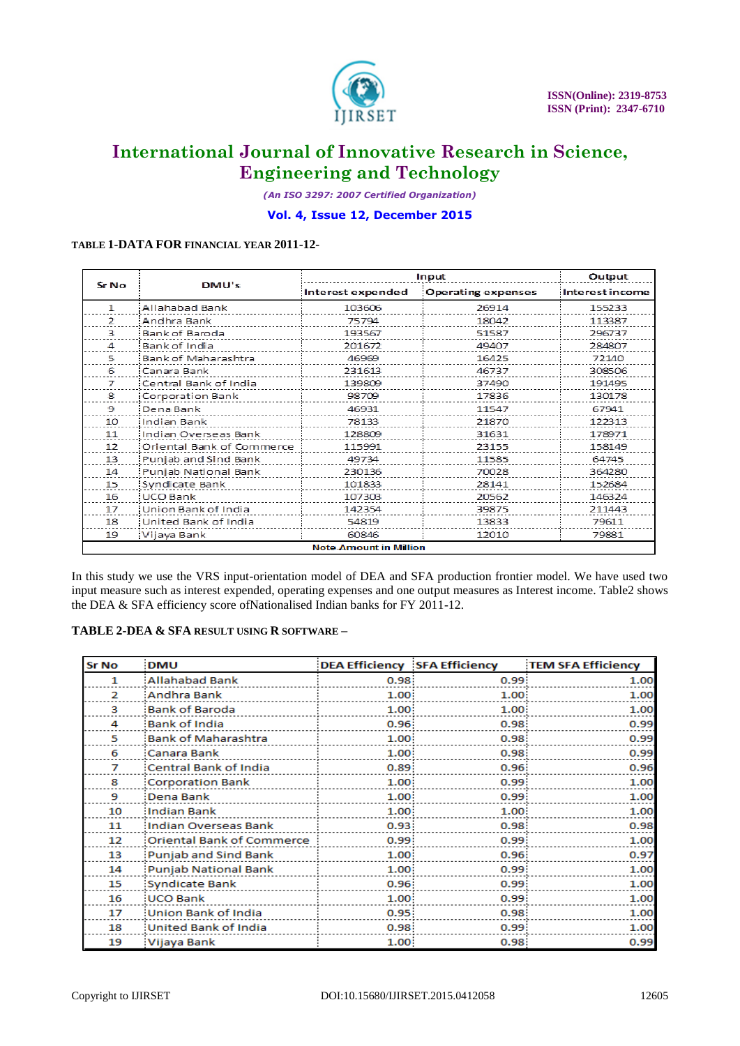**TABLE 1-DATA FOR FINANCIAL YEAR 2011-12-**

| Sr No | DMU's | Input | | Output |
|---|---|---|---|---|
| | | Interest expended | Operating expenses | Interest income |
| 1 | Allahabad Bank | 103606 | 26914 | 155233 |
| 2 | Andhra Bank | 75794 | 18042 | 113387 |
| 3 | Bank of Baroda | 193567 | 51587 | 296737 |
| 4 | Bank of India | 201672 | 49407 | 284807 |
| 5 | Bank of Maharashtra | 46969 | 16425 | 72140 |
| 6 | Canara Bank | 231613 | 46737 | 308506 |
| 7 | Central Bank of India | 139809 | 37490 | 191495 |
| 8 | Corporation Bank | 98709 | 17836 | 130178 |
| 9 | Dena Bank | 46931 | 11547 | 67941 |
| 10 | Indian Bank | 78133 | 21870 | 122313 |
| 11 | Indian Overseas Bank | 128809 | 31631 | 178971 |
| 12 | Oriental Bank of Commerce | 115991 | 23155 | 158149 |
| 13 | Punjab and Sind Bank | 49734 | 11585 | 64745 |
| 14 | Punjab National Bank | 230136 | 70028 | 364280 |
| 15 | Syndicate Bank | 101833 | 28141 | 152684 |
| 16 | UCO Bank | 107303 | 20562 | 146324 |
| 17 | Union Bank of India | 142354 | 39875 | 211443 |
| 18 | United Bank of India | 54819 | 13833 | 79611 |
| 19 | Vijaya Bank | 60846 | 12010 | 79881 |

Note-Amount in Million

In this study we use the VRS input-orientation model of DEA and SFA production frontier model. We have used two input measure such as interest expended, operating expenses and one output measures as Interest income. Table2 shows the DEA & SFA efficiency score ofNationalised Indian banks for FY 2011-12.

**TABLE 2-DEA & SFA RESULT USING R SOFTWARE –**

| Sr No | DMU | DEA Efficiency | SFA Efficiency | TEM SFA Efficiency |
|---|---|---|---|---|
| 1 | Allahabad Bank | 0.98 | 0.99 | 1.00 |
| 2 | Andhra Bank | 1.00 | 1.00 | 1.00 |
| 3 | Bank of Baroda | 1.00 | 1.00 | 1.00 |
| 4 | Bank of India | 0.96 | 0.98 | 0.99 |
| 5 | Bank of Maharashtra | 1.00 | 0.98 | 0.99 |
| 6 | Canara Bank | 1.00 | 0.98 | 0.99 |
| 7 | Central Bank of India | 0.89 | 0.96 | 0.96 |
| 8 | Corporation Bank | 1.00 | 0.99 | 1.00 |
| 9 | Dena Bank | 1.00 | 0.99 | 1.00 |
| 10 | Indian Bank | 1.00 | 1.00 | 1.00 |
| 11 | Indian Overseas Bank | 0.93 | 0.98 | 0.98 |
| 12 | Oriental Bank of Commerce | 0.99 | 0.99 | 1.00 |
| 13 | Punjab and Sind Bank | 1.00 | 0.96 | 0.97 |
| 14 | Punjab National Bank | 1.00 | 0.99 | 1.00 |
| 15 | Syndicate Bank | 0.96 | 0.99 | 1.00 |
| 16 | UCO Bank | 1.00 | 0.99 | 1.00 |
| 17 | Union Bank of India | 0.95 | 0.98 | 1.00 |
| 18 | United Bank of India | 0.98 | 0.99 | 1.00 |
| 19 | Vijaya Bank | 1.00 | 0.98 | 0.99 |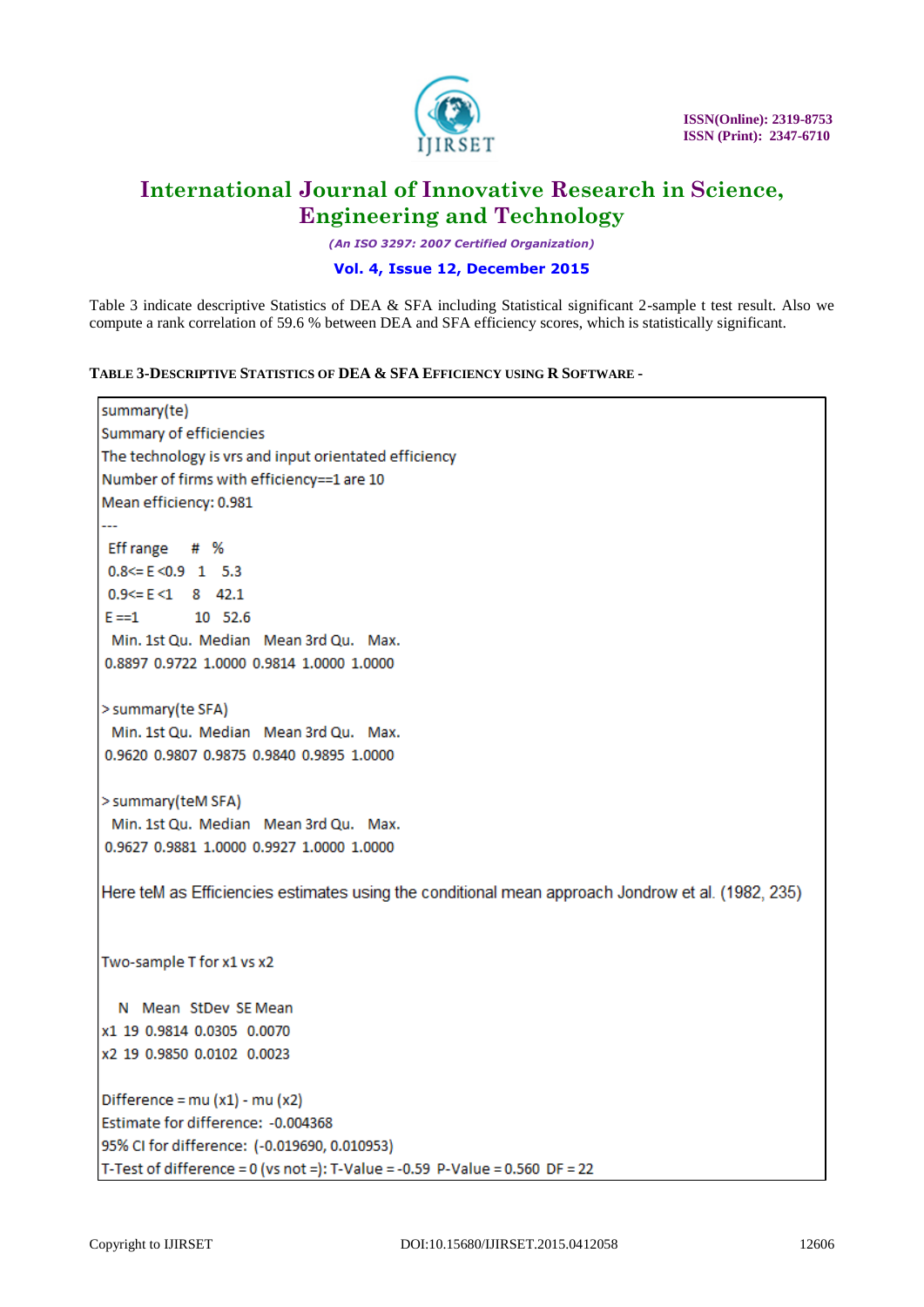Table 3 indicate descriptive Statistics of DEA & SFA including Statistical significant 2-sample t test result. Also we compute a rank correlation of 59.6 % between DEA and SFA efficiency scores, which is statistically significant.

**TABLE 3-DESCRIPTIVE STATISTICS OF DEA & SFA EFFICIENCY USING R SOFTWARE -**

```
summary(te)
Summary of efficiencies
The technology is vrs and input orientated efficiency
Number of firms with efficiency==1 are 10
Mean efficiency: 0.981
---
 Eff range     #   %
 0.8<= E <0.9   1   5.3
 0.9<= E <1     8   42.1
 E ==1          10  52.6
  Min. 1st Qu.  Median   Mean 3rd Qu.   Max.
 0.8897 0.9722 1.0000 0.9814 1.0000 1.0000

> summary(te SFA)
  Min. 1st Qu.  Median   Mean 3rd Qu.   Max.
 0.9620 0.9807 0.9875 0.9840 0.9895 1.0000

> summary(teM SFA)
  Min. 1st Qu.  Median   Mean 3rd Qu.   Max.
 0.9627 0.9881 1.0000 0.9927 1.0000 1.0000

Here teM as Efficiencies estimates using the conditional mean approach Jondrow et al. (1982, 235)


Two-sample T for x1 vs x2

    N   Mean   StDev  SE Mean
x1  19  0.9814 0.0305  0.0070
x2  19  0.9850 0.0102  0.0023

Difference = mu (x1) - mu (x2)
Estimate for difference:  -0.004368
95% CI for difference:  (-0.019690, 0.010953)
T-Test of difference = 0 (vs not =): T-Value = -0.59  P-Value = 0.560  DF = 22
```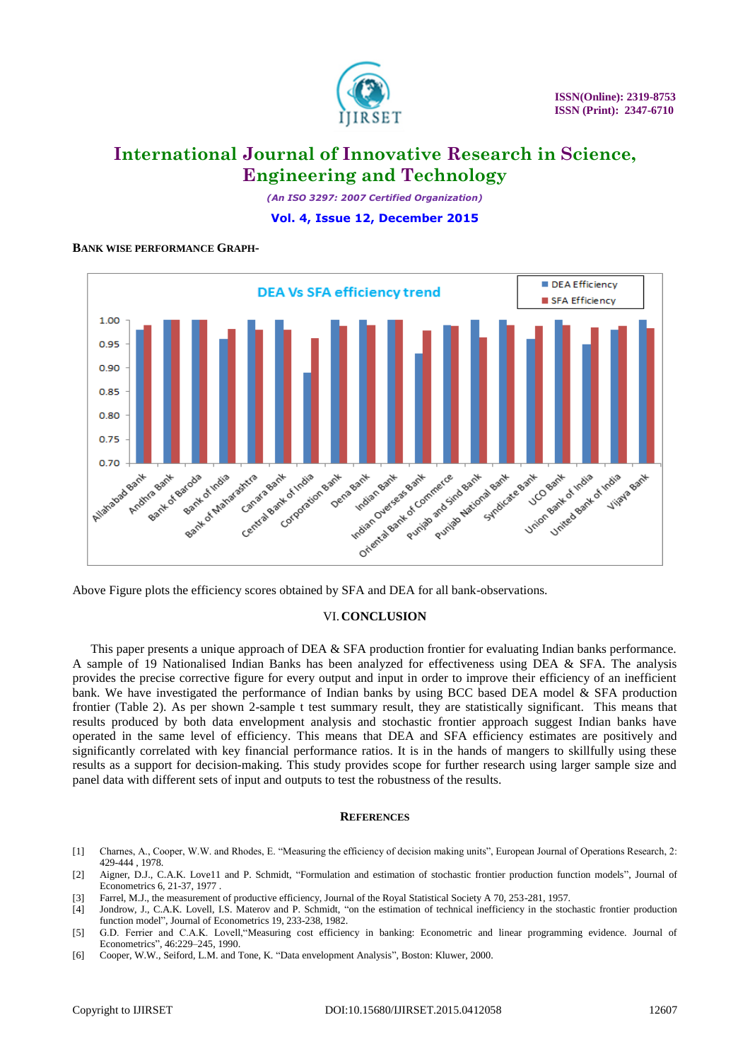**BANK WISE PERFORMANCE GRAPH-**

Above Figure plots the efficiency scores obtained by SFA and DEA for all bank-observations.

## VI. CONCLUSION

This paper presents a unique approach of DEA & SFA production frontier for evaluating Indian banks performance. A sample of 19 Nationalised Indian Banks has been analyzed for effectiveness using DEA & SFA. The analysis provides the precise corrective figure for every output and input in order to improve their efficiency of an inefficient bank. We have investigated the performance of Indian banks by using BCC based DEA model & SFA production frontier (Table 2). As per shown 2-sample t test summary result, they are statistically significant. This means that results produced by both data envelopment analysis and stochastic frontier approach suggest Indian banks have operated in the same level of efficiency. This means that DEA and SFA efficiency estimates are positively and significantly correlated with key financial performance ratios. It is in the hands of mangers to skillfully using these results as a support for decision-making. This study provides scope for further research using larger sample size and panel data with different sets of input and outputs to test the robustness of the results.

## REFERENCES

[1] Charnes, A., Cooper, W.W. and Rhodes, E. "Measuring the efficiency of decision making units", European Journal of Operations Research, 2: 429-444 , 1978.

[2] Aigner, D.J., C.A.K. Love11 and P. Schmidt, "Formulation and estimation of stochastic frontier production function models", Journal of Econometrics 6, 21-37, 1977 .

[3] Farrel, M.J., the measurement of productive efficiency, Journal of the Royal Statistical Society A 70, 253-281, 1957.

[4] Jondrow, J., C.A.K. Lovell, I.S. Materov and P. Schmidt, "on the estimation of technical inefficiency in the stochastic frontier production function model", Journal of Econometrics 19, 233-238, 1982.

[5] G.D. Ferrier and C.A.K. Lovell,"Measuring cost efficiency in banking: Econometric and linear programming evidence. Journal of Econometrics", 46:229–245, 1990.

[6] Cooper, W.W., Seiford, L.M. and Tone, K. "Data envelopment Analysis", Boston: Kluwer, 2000.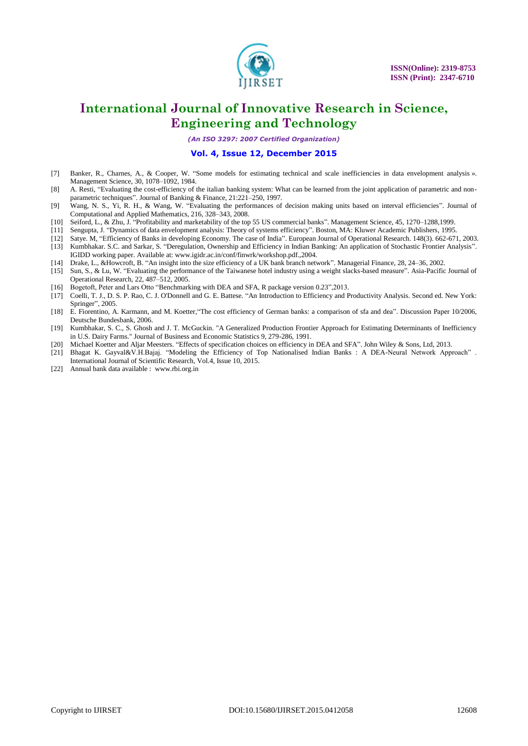[7] Banker, R., Charnes, A., & Cooper, W. "Some models for estimating technical and scale inefficiencies in data envelopment analysis ». Management Science, 30, 1078–1092, 1984.

[8] A. Resti, "Evaluating the cost-efficiency of the italian banking system: What can be learned from the joint application of parametric and non-parametric techniques". Journal of Banking & Finance, 21:221–250, 1997.

[9] Wang, N. S., Yi, R. H., & Wang, W. "Evaluating the performances of decision making units based on interval efficiencies". Journal of Computational and Applied Mathematics, 216, 328–343, 2008.

[10] Seiford, L., & Zhu, J. "Profitability and marketability of the top 55 US commercial banks". Management Science, 45, 1270–1288,1999.

[11] Sengupta, J. "Dynamics of data envelopment analysis: Theory of systems efficiency". Boston, MA: Kluwer Academic Publishers, 1995.

[12] Satye. M, "Efficiency of Banks in developing Economy. The case of India". European Journal of Operational Research. 148(3). 662-671, 2003.

[13] Kumbhakar. S.C. and Sarkar, S. "Deregulation, Ownership and Efficiency in Indian Banking: An application of Stochastic Frontier Analysis". IGIDD working paper. Available at: www.igidr.ac.in/conf/finwrk/workshop.pdf.,2004.

[14] Drake, L., &Howcroft, B. "An insight into the size efficiency of a UK bank branch network". Managerial Finance, 28, 24–36, 2002.

[15] Sun, S., & Lu, W. "Evaluating the performance of the Taiwanese hotel industry using a weight slacks-based measure". Asia-Pacific Journal of Operational Research, 22, 487–512, 2005.

[16] Bogetoft, Peter and Lars Otto "Benchmarking with DEA and SFA, R package version 0.23",2013.

[17] Coelli, T. J., D. S. P. Rao, C. J. O'Donnell and G. E. Battese. "An Introduction to Efficiency and Productivity Analysis. Second ed. New York: Springer", 2005.

[18] E. Fiorentino, A. Karmann, and M. Koetter,"The cost efficiency of German banks: a comparison of sfa and dea". Discussion Paper 10/2006, Deutsche Bundesbank, 2006.

[19] Kumbhakar, S. C., S. Ghosh and J. T. McGuckin. "A Generalized Production Frontier Approach for Estimating Determinants of Inefficiency in U.S. Dairy Farms." Journal of Business and Economic Statistics 9, 279-286, 1991.

[20] Michael Koetter and Aljar Meesters. "Effects of specification choices on efficiency in DEA and SFA". John Wiley & Sons, Ltd, 2013.

[21] Bhagat K. Gayval&V.H.Bajaj. "Modeling the Efficiency of Top Nationalised Indian Banks : A DEA-Neural Network Approach" . International Journal of Scientific Research, Vol.4, Issue 10, 2015.

[22] Annual bank data available : www.rbi.org.in